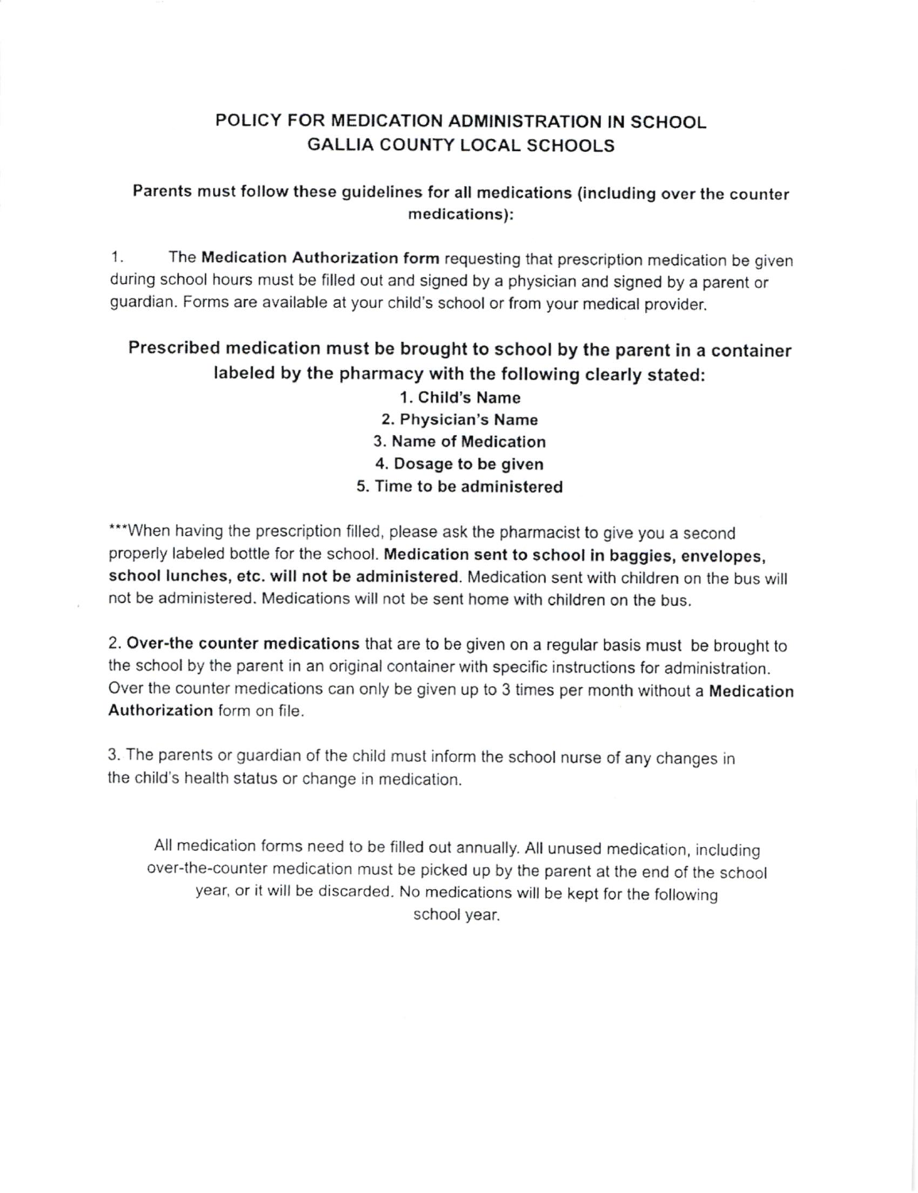# POLICY FOR MEDICATION ADMINISTRATION IN SCHOOL
# GALLIA COUNTY LOCAL SCHOOLS

**Parents must follow these guidelines for all medications (including over the counter medications):**

1. The **Medication Authorization form** requesting that prescription medication be given during school hours must be filled out and signed by a physician and signed by a parent or guardian. Forms are available at your child's school or from your medical provider.

**Prescribed medication must be brought to school by the parent in a container labeled by the pharmacy with the following clearly stated:**

1. **Child's Name**
2. **Physician's Name**
3. **Name of Medication**
4. **Dosage to be given**
5. **Time to be administered**

***When having the prescription filled, please ask the pharmacist to give you a second properly labeled bottle for the school. **Medication sent to school in baggies, envelopes, school lunches, etc. will not be administered**. Medication sent with children on the bus will not be administered. Medications will not be sent home with children on the bus.

2. **Over-the counter medications** that are to be given on a regular basis must be brought to the school by the parent in an original container with specific instructions for administration. Over the counter medications can only be given up to 3 times per month without a **Medication Authorization** form on file.

3. The parents or guardian of the child must inform the school nurse of any changes in the child's health status or change in medication.

All medication forms need to be filled out annually. All unused medication, including over-the-counter medication must be picked up by the parent at the end of the school year, or it will be discarded. No medications will be kept for the following school year.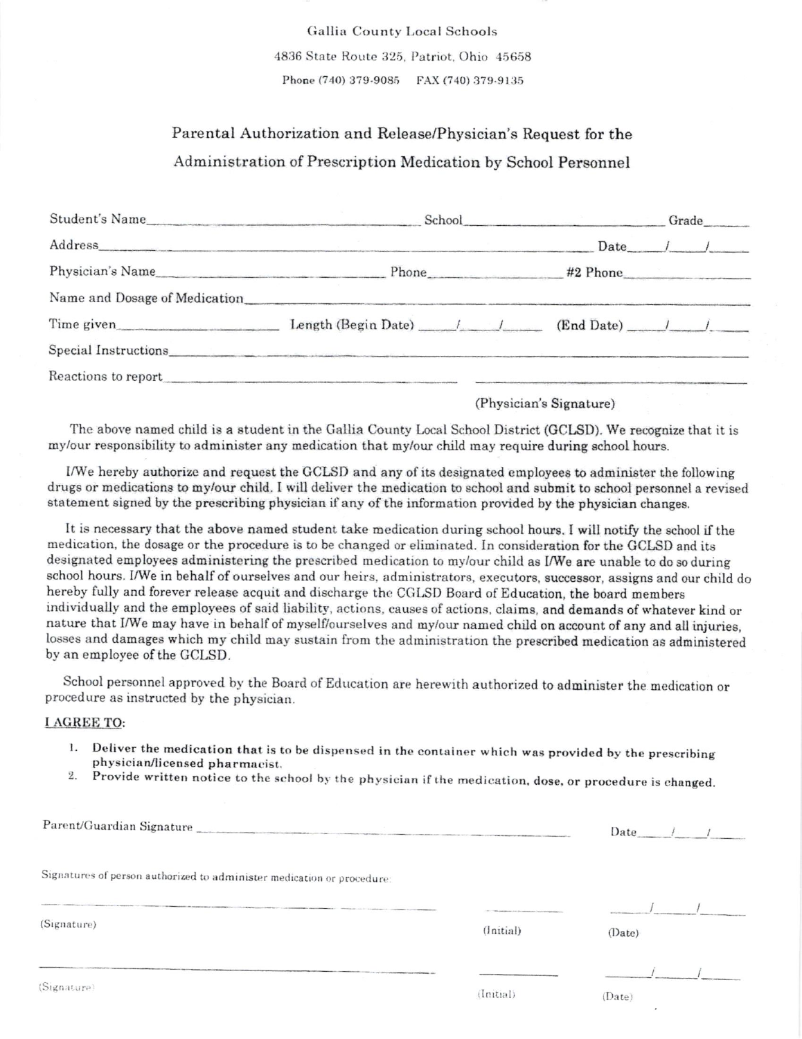Gallia County Local Schools

4836 State Route 325, Patriot, Ohio 45658

Phone (740) 379-9085 FAX (740) 379-9135

## Parental Authorization and Release/Physician's Request for the Administration of Prescription Medication by School Personnel

Student's Name_______________________ School_______________________ Grade______

Address_____________________________________________ Date____/____/____

Physician's Name_______________________ Phone______________ #2 Phone______________

Name and Dosage of Medication_____________________________________________

Time given______________ Length (Begin Date) ____/____/____ (End Date) ____/____/____

Special Instructions_____________________________________________

Reactions to report_______________________ _______________________

(Physician's Signature)

The above named child is a student in the Gallia County Local School District (GCLSD). We recognize that it is my/our responsibility to administer any medication that my/our child may require during school hours.

I/We hereby authorize and request the GCLSD and any of its designated employees to administer the following drugs or medications to my/our child. I will deliver the medication to school and submit to school personnel a revised statement signed by the prescribing physician if any of the information provided by the physician changes.

It is necessary that the above named student take medication during school hours. I will notify the school if the medication, the dosage or the procedure is to be changed or eliminated. In consideration for the GCLSD and its designated employees administering the prescribed medication to my/our child as I/We are unable to do so during school hours. I/We in behalf of ourselves and our heirs, administrators, executors, successor, assigns and our child do hereby fully and forever release acquit and discharge the CGLSD Board of Education, the board members individually and the employees of said liability, actions, causes of actions, claims, and demands of whatever kind or nature that I/We may have in behalf of myself/ourselves and my/our named child on account of any and all injuries, losses and damages which my child may sustain from the administration the prescribed medication as administered by an employee of the GCLSD.

School personnel approved by the Board of Education are herewith authorized to administer the medication or procedure as instructed by the physician.

**I AGREE TO:**

1. **Deliver the medication that is to be dispensed in the container which was provided by the prescribing physician/licensed pharmacist.**
2. **Provide written notice to the school by the physician if the medication, dose, or procedure is changed.**

Parent/Guardian Signature _____________________________________________ Date____/____/____

Signatures of person authorized to administer medication or procedure:

_______________________ _________ ____/____/____

(Signature) (Initial) (Date)

_______________________ _________ ____/____/____

(Signature) (Initial) (Date)